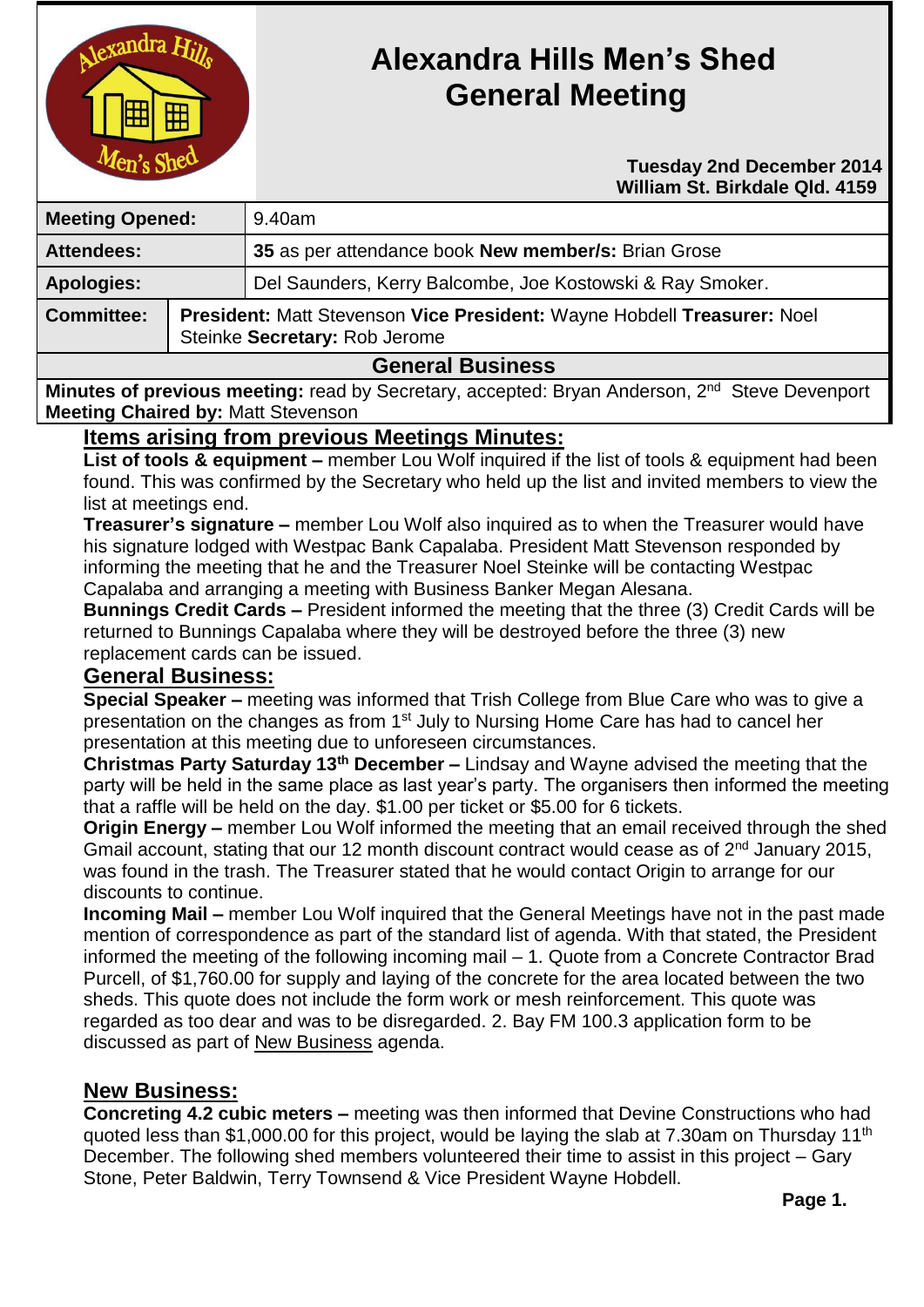# Alexandra Hills Men's Shed General Meeting

**Tuesday 2nd December 2014**
**William St. Birkdale Qld. 4159**

| | |
|---|---|
| **Meeting Opened:** | 9.40am |
| **Attendees:** | **35** as per attendance book **New member/s:** Brian Grose |
| **Apologies:** | Del Saunders, Kerry Balcombe, Joe Kostowski & Ray Smoker. |
| **Committee:** | **President:** Matt Stevenson **Vice President:** Wayne Hobdell **Treasurer:** Noel Steinke **Secretary:** Rob Jerome |

## General Business

**Minutes of previous meeting:** read by Secretary, accepted: Bryan Anderson, 2nd Steve Devenport
**Meeting Chaired by:** Matt Stevenson

## Items arising from previous Meetings Minutes:

**List of tools & equipment –** member Lou Wolf inquired if the list of tools & equipment had been found. This was confirmed by the Secretary who held up the list and invited members to view the list at meetings end.

**Treasurer's signature –** member Lou Wolf also inquired as to when the Treasurer would have his signature lodged with Westpac Bank Capalaba. President Matt Stevenson responded by informing the meeting that he and the Treasurer Noel Steinke will be contacting Westpac Capalaba and arranging a meeting with Business Banker Megan Alesana.

**Bunnings Credit Cards –** President informed the meeting that the three (3) Credit Cards will be returned to Bunnings Capalaba where they will be destroyed before the three (3) new replacement cards can be issued.

## General Business:

**Special Speaker –** meeting was informed that Trish College from Blue Care who was to give a presentation on the changes as from 1st July to Nursing Home Care has had to cancel her presentation at this meeting due to unforeseen circumstances.

**Christmas Party Saturday 13th December –** Lindsay and Wayne advised the meeting that the party will be held in the same place as last year's party. The organisers then informed the meeting that a raffle will be held on the day. $1.00 per ticket or $5.00 for 6 tickets.

**Origin Energy –** member Lou Wolf informed the meeting that an email received through the shed Gmail account, stating that our 12 month discount contract would cease as of 2nd January 2015, was found in the trash. The Treasurer stated that he would contact Origin to arrange for our discounts to continue.

**Incoming Mail –** member Lou Wolf inquired that the General Meetings have not in the past made mention of correspondence as part of the standard list of agenda. With that stated, the President informed the meeting of the following incoming mail – 1. Quote from a Concrete Contractor Brad Purcell, of $1,760.00 for supply and laying of the concrete for the area located between the two sheds. This quote does not include the form work or mesh reinforcement. This quote was regarded as too dear and was to be disregarded. 2. Bay FM 100.3 application form to be discussed as part of New Business agenda.

## New Business:

**Concreting 4.2 cubic meters –** meeting was then informed that Devine Constructions who had quoted less than $1,000.00 for this project, would be laying the slab at 7.30am on Thursday 11th December. The following shed members volunteered their time to assist in this project – Gary Stone, Peter Baldwin, Terry Townsend & Vice President Wayne Hobdell.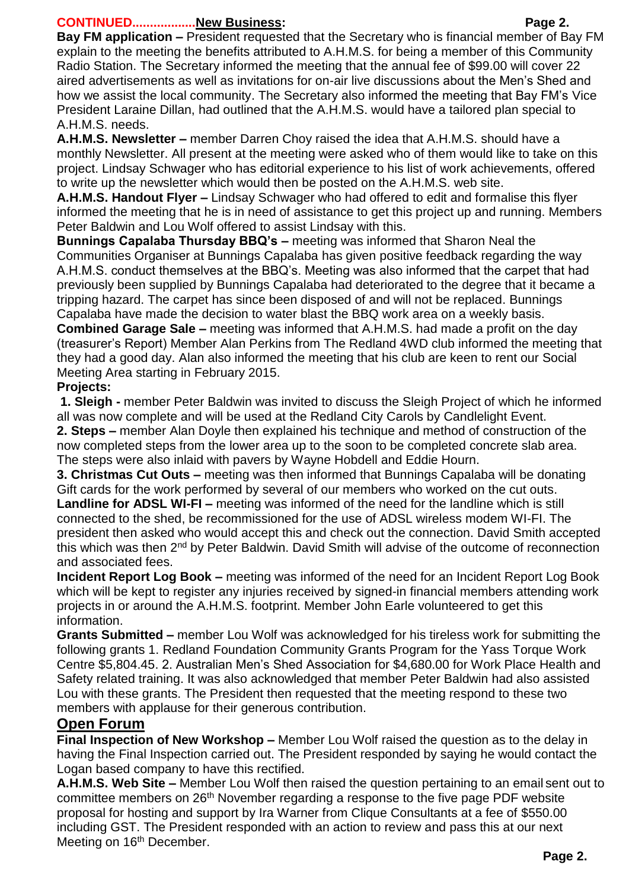**CONTINUED..................New Business:**

**Bay FM application –** President requested that the Secretary who is financial member of Bay FM explain to the meeting the benefits attributed to A.H.M.S. for being a member of this Community Radio Station. The Secretary informed the meeting that the annual fee of $99.00 will cover 22 aired advertisements as well as invitations for on-air live discussions about the Men's Shed and how we assist the local community. The Secretary also informed the meeting that Bay FM's Vice President Laraine Dillan, had outlined that the A.H.M.S. would have a tailored plan special to A.H.M.S. needs.

**A.H.M.S. Newsletter –** member Darren Choy raised the idea that A.H.M.S. should have a monthly Newsletter. All present at the meeting were asked who of them would like to take on this project. Lindsay Schwager who has editorial experience to his list of work achievements, offered to write up the newsletter which would then be posted on the A.H.M.S. web site.

**A.H.M.S. Handout Flyer –** Lindsay Schwager who had offered to edit and formalise this flyer informed the meeting that he is in need of assistance to get this project up and running. Members Peter Baldwin and Lou Wolf offered to assist Lindsay with this.

**Bunnings Capalaba Thursday BBQ's –** meeting was informed that Sharon Neal the Communities Organiser at Bunnings Capalaba has given positive feedback regarding the way A.H.M.S. conduct themselves at the BBQ's. Meeting was also informed that the carpet that had previously been supplied by Bunnings Capalaba had deteriorated to the degree that it became a tripping hazard. The carpet has since been disposed of and will not be replaced. Bunnings Capalaba have made the decision to water blast the BBQ work area on a weekly basis.

**Combined Garage Sale –** meeting was informed that A.H.M.S. had made a profit on the day (treasurer's Report) Member Alan Perkins from The Redland 4WD club informed the meeting that they had a good day. Alan also informed the meeting that his club are keen to rent our Social Meeting Area starting in February 2015.

**Projects:**

**1. Sleigh -** member Peter Baldwin was invited to discuss the Sleigh Project of which he informed all was now complete and will be used at the Redland City Carols by Candlelight Event.

**2. Steps –** member Alan Doyle then explained his technique and method of construction of the now completed steps from the lower area up to the soon to be completed concrete slab area. The steps were also inlaid with pavers by Wayne Hobdell and Eddie Hourn.

**3. Christmas Cut Outs –** meeting was then informed that Bunnings Capalaba will be donating Gift cards for the work performed by several of our members who worked on the cut outs.

**Landline for ADSL WI-FI –** meeting was informed of the need for the landline which is still connected to the shed, be recommissioned for the use of ADSL wireless modem WI-FI. The president then asked who would accept this and check out the connection. David Smith accepted this which was then 2nd by Peter Baldwin. David Smith will advise of the outcome of reconnection and associated fees.

**Incident Report Log Book –** meeting was informed of the need for an Incident Report Log Book which will be kept to register any injuries received by signed-in financial members attending work projects in or around the A.H.M.S. footprint. Member John Earle volunteered to get this information.

**Grants Submitted –** member Lou Wolf was acknowledged for his tireless work for submitting the following grants 1. Redland Foundation Community Grants Program for the Yass Torque Work Centre $5,804.45. 2. Australian Men's Shed Association for $4,680.00 for Work Place Health and Safety related training. It was also acknowledged that member Peter Baldwin had also assisted Lou with these grants. The President then requested that the meeting respond to these two members with applause for their generous contribution.

## Open Forum

**Final Inspection of New Workshop –** Member Lou Wolf raised the question as to the delay in having the Final Inspection carried out. The President responded by saying he would contact the Logan based company to have this rectified.

**A.H.M.S. Web Site –** Member Lou Wolf then raised the question pertaining to an email sent out to committee members on 26th November regarding a response to the five page PDF website proposal for hosting and support by Ira Warner from Clique Consultants at a fee of $550.00 including GST. The President responded with an action to review and pass this at our next Meeting on 16th December.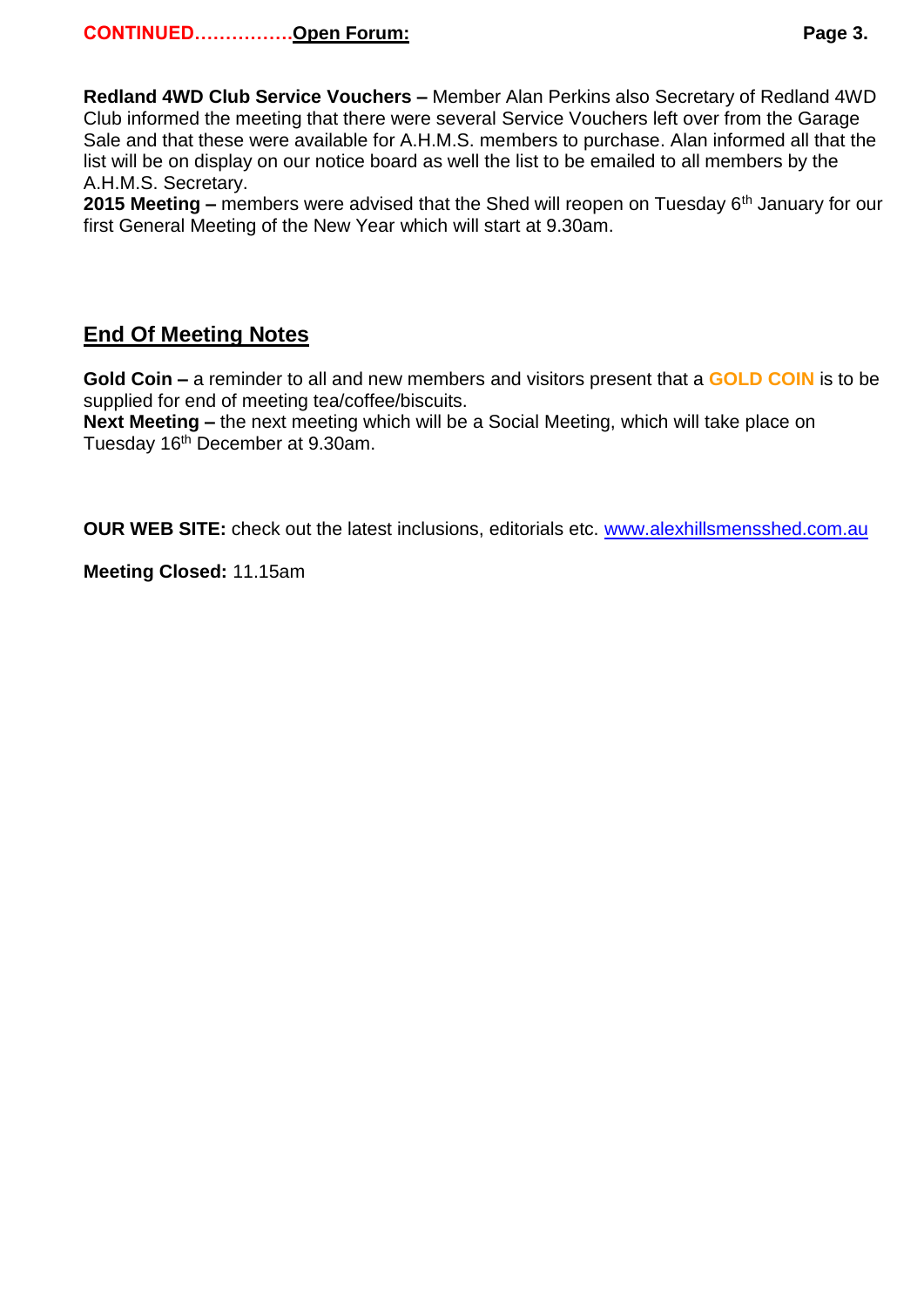**CONTINUED…………….Open Forum:**

**Redland 4WD Club Service Vouchers –** Member Alan Perkins also Secretary of Redland 4WD Club informed the meeting that there were several Service Vouchers left over from the Garage Sale and that these were available for A.H.M.S. members to purchase. Alan informed all that the list will be on display on our notice board as well the list to be emailed to all members by the A.H.M.S. Secretary.
**2015 Meeting –** members were advised that the Shed will reopen on Tuesday 6th January for our first General Meeting of the New Year which will start at 9.30am.

## End Of Meeting Notes

**Gold Coin –** a reminder to all and new members and visitors present that a **GOLD COIN** is to be supplied for end of meeting tea/coffee/biscuits.
**Next Meeting –** the next meeting which will be a Social Meeting, which will take place on Tuesday 16th December at 9.30am.

**OUR WEB SITE:** check out the latest inclusions, editorials etc. www.alexhillsmensshed.com.au

**Meeting Closed:** 11.15am